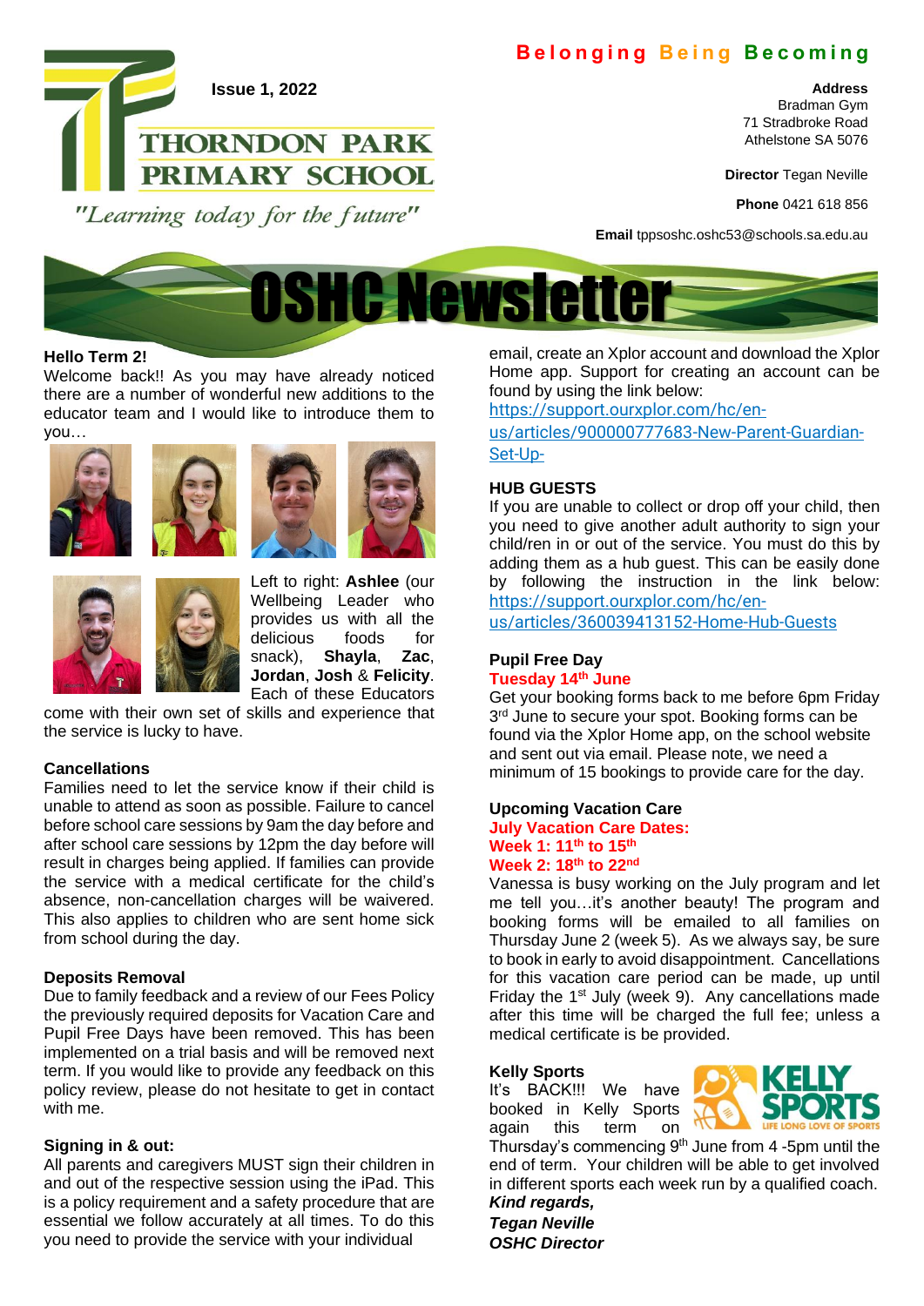**Belonging Being Becoming**

THORNDON PARK PRIMARY SCHOOL

*"Learning today for the future"*

**Issue 1, 2022**

**Address**
Bradman Gym
71 Stradbroke Road
Athelstone SA 5076

**Director** Tegan Neville

**Phone** 0421 618 856

**Email** tppsoshc.oshc53@schools.sa.edu.au

# OSHC Newsletter

**Hello Term 2!**

Welcome back!! As you may have already noticed there are a number of wonderful new additions to the educator team and I would like to introduce them to you…

Left to right: **Ashlee** (our Wellbeing Leader who provides us with all the delicious foods for snack), **Shayla**, **Zac**, **Jordan**, **Josh** & **Felicity**. Each of these Educators come with their own set of skills and experience that the service is lucky to have.

**Cancellations**

Families need to let the service know if their child is unable to attend as soon as possible. Failure to cancel before school care sessions by 9am the day before and after school care sessions by 12pm the day before will result in charges being applied. If families can provide the service with a medical certificate for the child's absence, non-cancellation charges will be waivered. This also applies to children who are sent home sick from school during the day.

**Deposits Removal**

Due to family feedback and a review of our Fees Policy the previously required deposits for Vacation Care and Pupil Free Days have been removed. This has been implemented on a trial basis and will be removed next term. If you would like to provide any feedback on this policy review, please do not hesitate to get in contact with me.

**Signing in & out:**

All parents and caregivers MUST sign their children in and out of the respective session using the iPad. This is a policy requirement and a safety procedure that are essential we follow accurately at all times. To do this you need to provide the service with your individual email, create an Xplor account and download the Xplor Home app. Support for creating an account can be found by using the link below:

https://support.ourxplor.com/hc/en-us/articles/900000777683-New-Parent-Guardian-Set-Up-

**HUB GUESTS**

If you are unable to collect or drop off your child, then you need to give another adult authority to sign your child/ren in or out of the service. You must do this by adding them as a hub guest. This can be easily done by following the instruction in the link below: https://support.ourxplor.com/hc/en-us/articles/360039413152-Home-Hub-Guests

**Pupil Free Day**

**Tuesday 14th June**

Get your booking forms back to me before 6pm Friday 3rd June to secure your spot. Booking forms can be found via the Xplor Home app, on the school website and sent out via email. Please note, we need a minimum of 15 bookings to provide care for the day.

**Upcoming Vacation Care**

**July Vacation Care Dates:**

**Week 1: 11th to 15th**

**Week 2: 18th to 22nd**

Vanessa is busy working on the July program and let me tell you…it's another beauty! The program and booking forms will be emailed to all families on Thursday June 2 (week 5). As we always say, be sure to book in early to avoid disappointment. Cancellations for this vacation care period can be made, up until Friday the 1st July (week 9). Any cancellations made after this time will be charged the full fee; unless a medical certificate is be provided.

**Kelly Sports**

It's BACK!!! We have booked in Kelly Sports again this term on Thursday's commencing 9th June from 4 -5pm until the end of term. Your children will be able to get involved in different sports each week run by a qualified coach.

***Kind regards,***

***Tegan Neville***

***OSHC Director***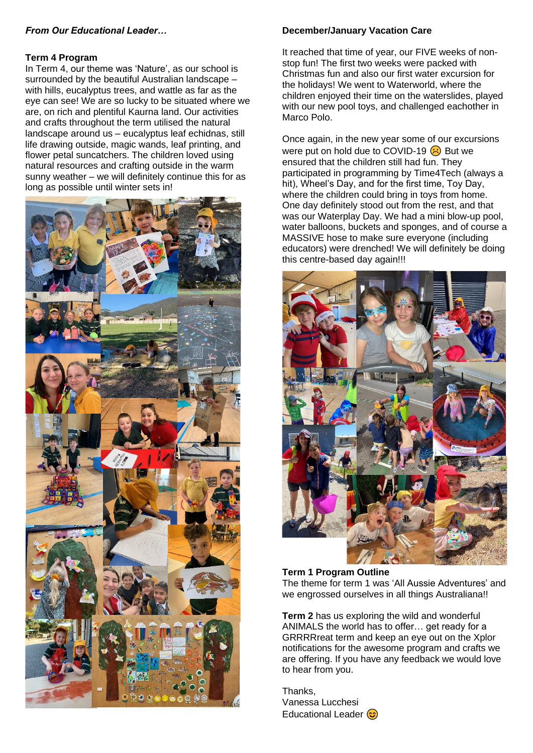*From Our Educational Leader…*

**Term 4 Program**

In Term 4, our theme was 'Nature', as our school is surrounded by the beautiful Australian landscape – with hills, eucalyptus trees, and wattle as far as the eye can see! We are so lucky to be situated where we are, on rich and plentiful Kaurna land. Our activities and crafts throughout the term utilised the natural landscape around us – eucalyptus leaf echidnas, still life drawing outside, magic wands, leaf printing, and flower petal suncatchers. The children loved using natural resources and crafting outside in the warm sunny weather – we will definitely continue this for as long as possible until winter sets in!

**December/January Vacation Care**

It reached that time of year, our FIVE weeks of non-stop fun! The first two weeks were packed with Christmas fun and also our first water excursion for the holidays! We went to Waterworld, where the children enjoyed their time on the waterslides, played with our new pool toys, and challenged eachother in Marco Polo.

Once again, in the new year some of our excursions were put on hold due to COVID-19 ☹ But we ensured that the children still had fun. They participated in programming by Time4Tech (always a hit), Wheel's Day, and for the first time, Toy Day, where the children could bring in toys from home. One day definitely stood out from the rest, and that was our Waterplay Day. We had a mini blow-up pool, water balloons, buckets and sponges, and of course a MASSIVE hose to make sure everyone (including educators) were drenched! We will definitely be doing this centre-based day again!!!

**Term 1 Program Outline**

The theme for term 1 was 'All Aussie Adventures' and we engrossed ourselves in all things Australiana!!

**Term 2** has us exploring the wild and wonderful ANIMALS the world has to offer… get ready for a GRRRReat term and keep an eye out on the Xplor notifications for the awesome program and crafts we are offering. If you have any feedback we would love to hear from you.

Thanks,

Vanessa Lucchesi

Educational Leader 😊